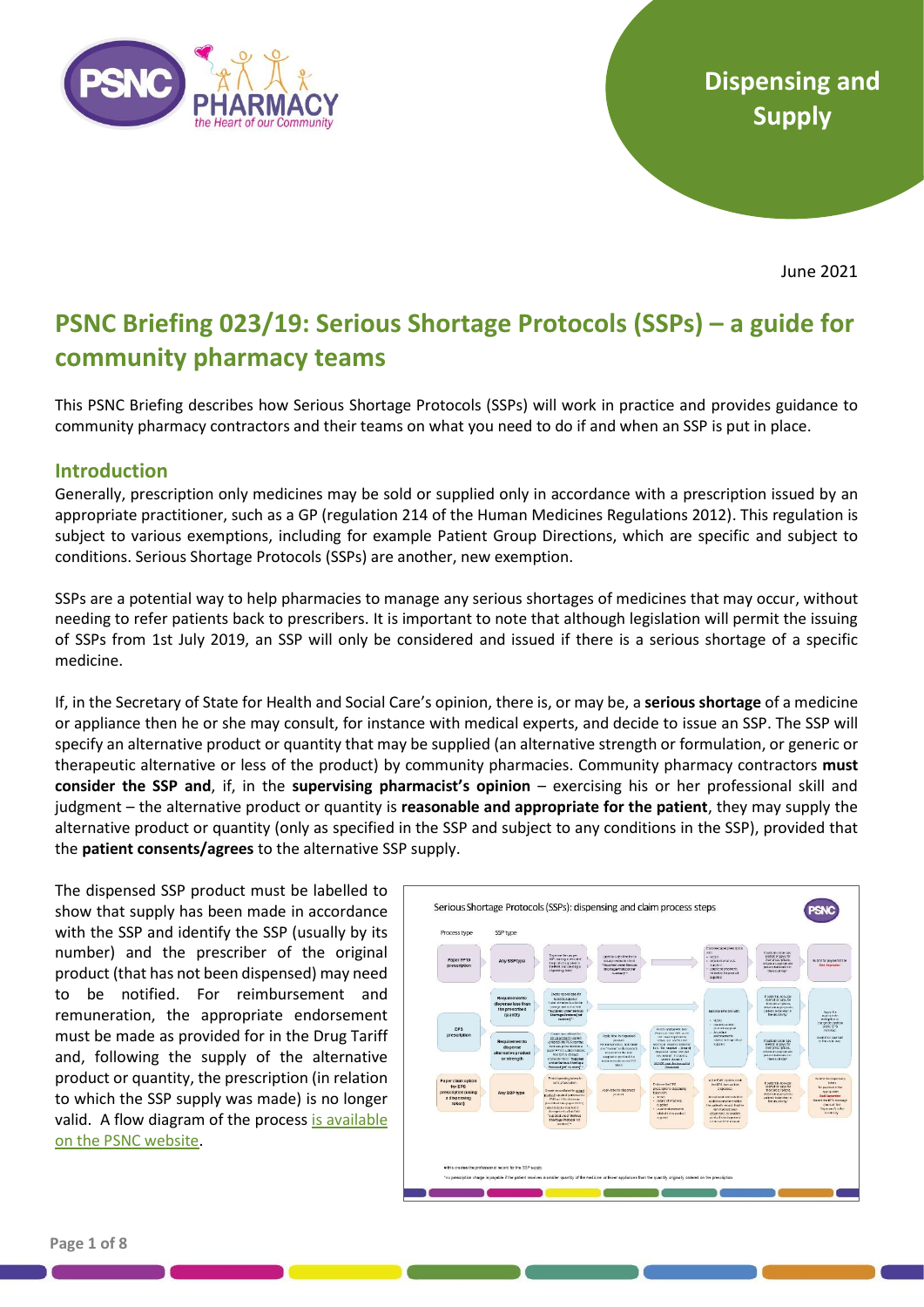Dispensing and Supply

June 2021

# PSNC Briefing 023/19: Serious Shortage Protocols (SSPs) – a guide for community pharmacy teams

This PSNC Briefing describes how Serious Shortage Protocols (SSPs) will work in practice and provides guidance to community pharmacy contractors and their teams on what you need to do if and when an SSP is put in place.

## Introduction

Generally, prescription only medicines may be sold or supplied only in accordance with a prescription issued by an appropriate practitioner, such as a GP (regulation 214 of the Human Medicines Regulations 2012). This regulation is subject to various exemptions, including for example Patient Group Directions, which are specific and subject to conditions. Serious Shortage Protocols (SSPs) are another, new exemption.

SSPs are a potential way to help pharmacies to manage any serious shortages of medicines that may occur, without needing to refer patients back to prescribers. It is important to note that although legislation will permit the issuing of SSPs from 1st July 2019, an SSP will only be considered and issued if there is a serious shortage of a specific medicine.

If, in the Secretary of State for Health and Social Care's opinion, there is, or may be, a **serious shortage** of a medicine or appliance then he or she may consult, for instance with medical experts, and decide to issue an SSP. The SSP will specify an alternative product or quantity that may be supplied (an alternative strength or formulation, or generic or therapeutic alternative or less of the product) by community pharmacies. Community pharmacy contractors **must consider the SSP and**, if, in the **supervising pharmacist's opinion** – exercising his or her professional skill and judgment – the alternative product or quantity is **reasonable and appropriate for the patient**, they may supply the alternative product or quantity (only as specified in the SSP and subject to any conditions in the SSP), provided that the **patient consents/agrees** to the alternative SSP supply.

The dispensed SSP product must be labelled to show that supply has been made in accordance with the SSP and identify the SSP (usually by its number) and the prescriber of the original product (that has not been dispensed) may need to be notified. For reimbursement and remuneration, the appropriate endorsement must be made as provided for in the Drug Tariff and, following the supply of the alternative product or quantity, the prescription (in relation to which the SSP supply was made) is no longer valid. A flow diagram of the process [is available on the PSNC website](is available on the PSNC website).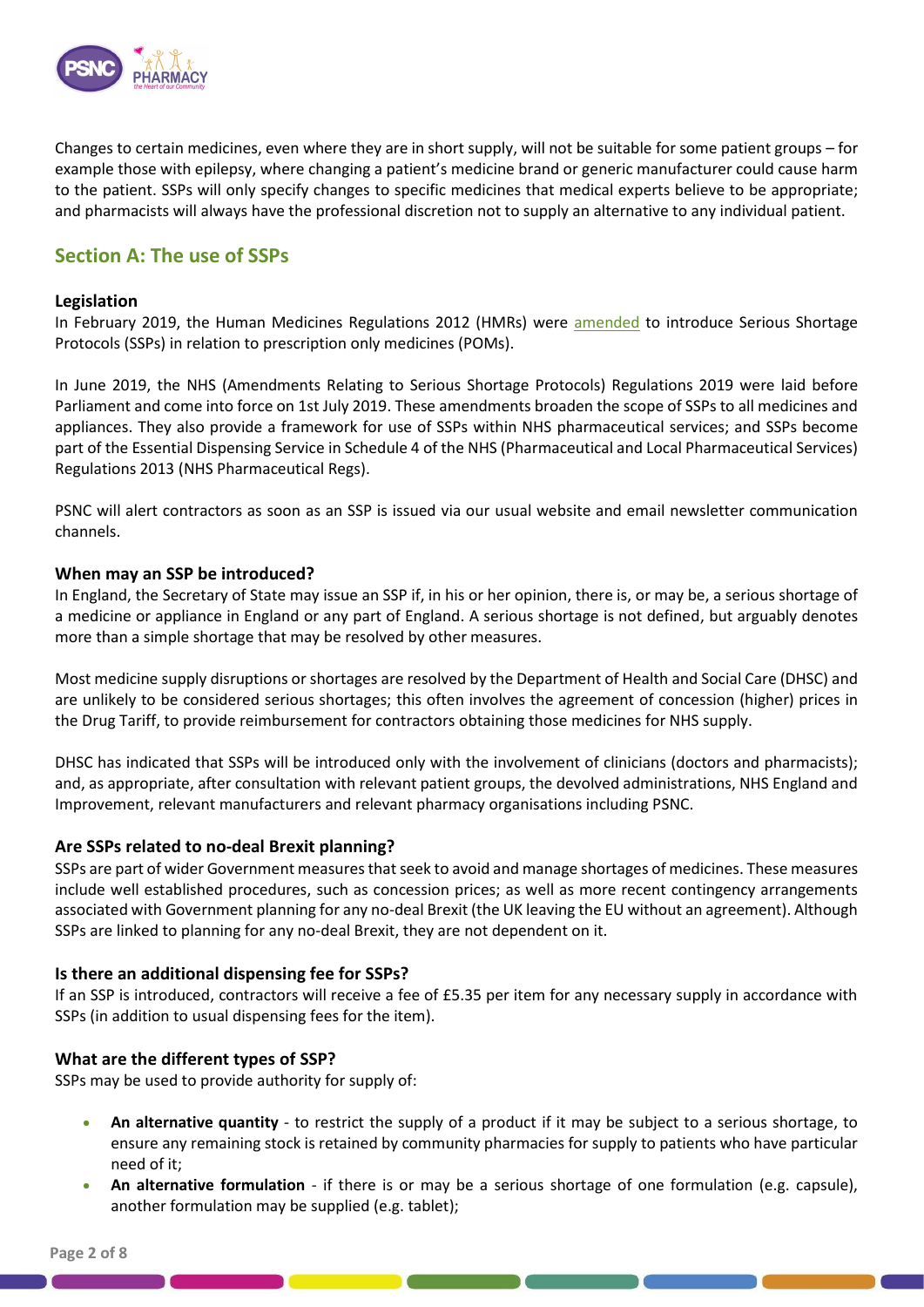Changes to certain medicines, even where they are in short supply, will not be suitable for some patient groups – for example those with epilepsy, where changing a patient's medicine brand or generic manufacturer could cause harm to the patient. SSPs will only specify changes to specific medicines that medical experts believe to be appropriate; and pharmacists will always have the professional discretion not to supply an alternative to any individual patient.

## Section A: The use of SSPs

### Legislation

In February 2019, the Human Medicines Regulations 2012 (HMRs) were amended to introduce Serious Shortage Protocols (SSPs) in relation to prescription only medicines (POMs).

In June 2019, the NHS (Amendments Relating to Serious Shortage Protocols) Regulations 2019 were laid before Parliament and come into force on 1st July 2019. These amendments broaden the scope of SSPs to all medicines and appliances. They also provide a framework for use of SSPs within NHS pharmaceutical services; and SSPs become part of the Essential Dispensing Service in Schedule 4 of the NHS (Pharmaceutical and Local Pharmaceutical Services) Regulations 2013 (NHS Pharmaceutical Regs).

PSNC will alert contractors as soon as an SSP is issued via our usual website and email newsletter communication channels.

### When may an SSP be introduced?

In England, the Secretary of State may issue an SSP if, in his or her opinion, there is, or may be, a serious shortage of a medicine or appliance in England or any part of England. A serious shortage is not defined, but arguably denotes more than a simple shortage that may be resolved by other measures.

Most medicine supply disruptions or shortages are resolved by the Department of Health and Social Care (DHSC) and are unlikely to be considered serious shortages; this often involves the agreement of concession (higher) prices in the Drug Tariff, to provide reimbursement for contractors obtaining those medicines for NHS supply.

DHSC has indicated that SSPs will be introduced only with the involvement of clinicians (doctors and pharmacists); and, as appropriate, after consultation with relevant patient groups, the devolved administrations, NHS England and Improvement, relevant manufacturers and relevant pharmacy organisations including PSNC.

### Are SSPs related to no-deal Brexit planning?

SSPs are part of wider Government measures that seek to avoid and manage shortages of medicines. These measures include well established procedures, such as concession prices; as well as more recent contingency arrangements associated with Government planning for any no-deal Brexit (the UK leaving the EU without an agreement). Although SSPs are linked to planning for any no-deal Brexit, they are not dependent on it.

### Is there an additional dispensing fee for SSPs?

If an SSP is introduced, contractors will receive a fee of £5.35 per item for any necessary supply in accordance with SSPs (in addition to usual dispensing fees for the item).

### What are the different types of SSP?

SSPs may be used to provide authority for supply of:

- **An alternative quantity** - to restrict the supply of a product if it may be subject to a serious shortage, to ensure any remaining stock is retained by community pharmacies for supply to patients who have particular need of it;
- **An alternative formulation** - if there is or may be a serious shortage of one formulation (e.g. capsule), another formulation may be supplied (e.g. tablet);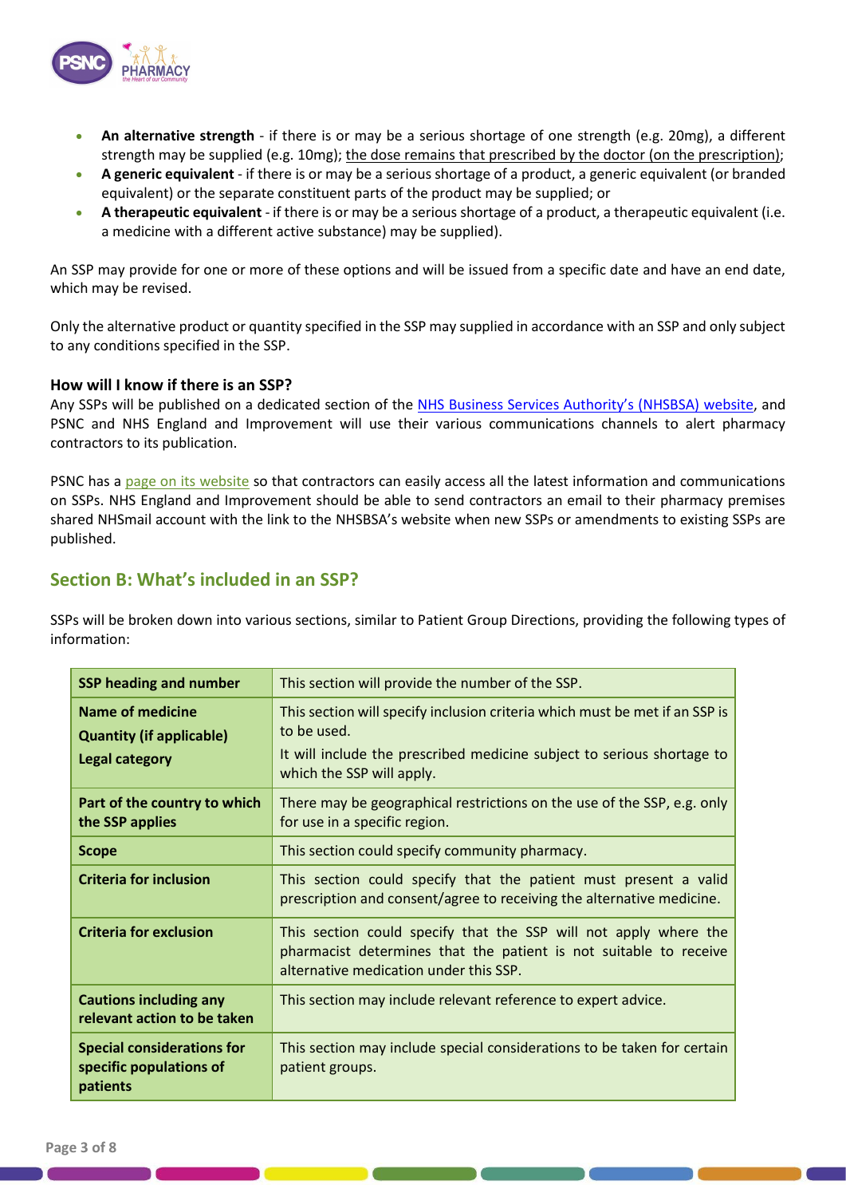- **An alternative strength** - if there is or may be a serious shortage of one strength (e.g. 20mg), a different strength may be supplied (e.g. 10mg); the dose remains that prescribed by the doctor (on the prescription);
- **A generic equivalent** - if there is or may be a serious shortage of a product, a generic equivalent (or branded equivalent) or the separate constituent parts of the product may be supplied; or
- **A therapeutic equivalent** - if there is or may be a serious shortage of a product, a therapeutic equivalent (i.e. a medicine with a different active substance) may be supplied).

An SSP may provide for one or more of these options and will be issued from a specific date and have an end date, which may be revised.

Only the alternative product or quantity specified in the SSP may supplied in accordance with an SSP and only subject to any conditions specified in the SSP.

### How will I know if there is an SSP?

Any SSPs will be published on a dedicated section of the NHS Business Services Authority's (NHSBSA) website, and PSNC and NHS England and Improvement will use their various communications channels to alert pharmacy contractors to its publication.

PSNC has a page on its website so that contractors can easily access all the latest information and communications on SSPs. NHS England and Improvement should be able to send contractors an email to their pharmacy premises shared NHSmail account with the link to the NHSBSA's website when new SSPs or amendments to existing SSPs are published.

## Section B: What's included in an SSP?

SSPs will be broken down into various sections, similar to Patient Group Directions, providing the following types of information:

| **SSP heading and number** | This section will provide the number of the SSP. |
|---|---|
| **Name of medicine**<br>**Quantity (if applicable)**<br>**Legal category** | This section will specify inclusion criteria which must be met if an SSP is to be used.<br>It will include the prescribed medicine subject to serious shortage to which the SSP will apply. |
| **Part of the country to which the SSP applies** | There may be geographical restrictions on the use of the SSP, e.g. only for use in a specific region. |
| **Scope** | This section could specify community pharmacy. |
| **Criteria for inclusion** | This section could specify that the patient must present a valid prescription and consent/agree to receiving the alternative medicine. |
| **Criteria for exclusion** | This section could specify that the SSP will not apply where the pharmacist determines that the patient is not suitable to receive alternative medication under this SSP. |
| **Cautions including any relevant action to be taken** | This section may include relevant reference to expert advice. |
| **Special considerations for specific populations of patients** | This section may include special considerations to be taken for certain patient groups. |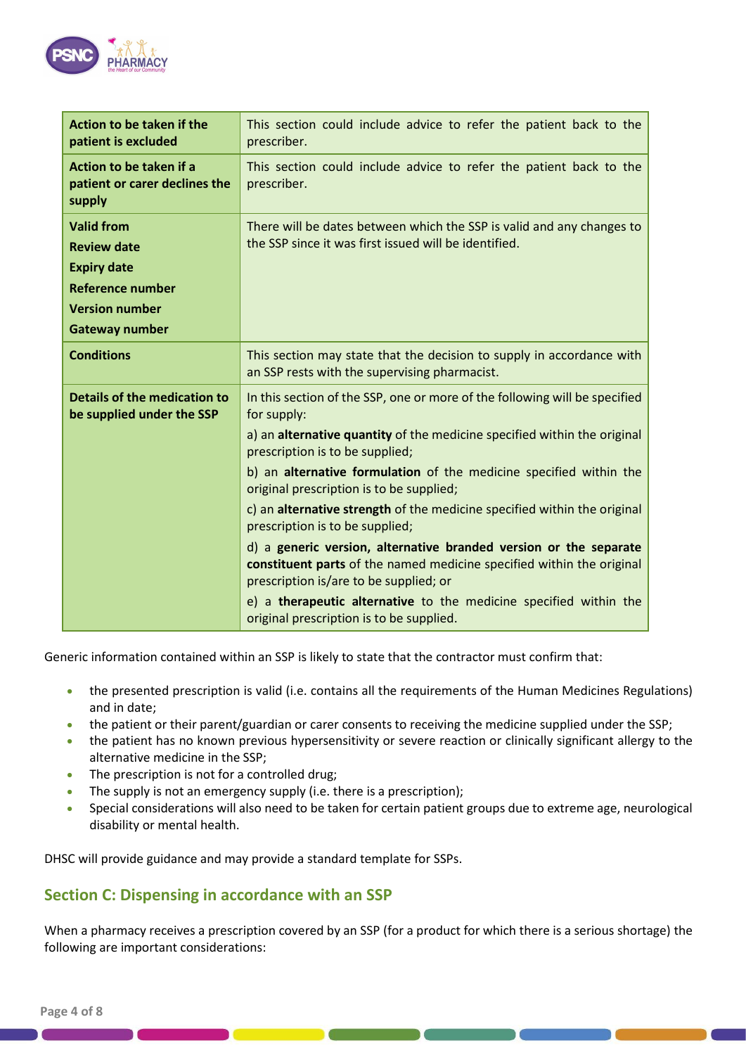| | |
|---|---|
| **Action to be taken if the patient is excluded** | This section could include advice to refer the patient back to the prescriber. |
| **Action to be taken if a patient or carer declines the supply** | This section could include advice to refer the patient back to the prescriber. |
| **Valid from**<br>**Review date**<br>**Expiry date**<br>**Reference number**<br>**Version number**<br>**Gateway number** | There will be dates between which the SSP is valid and any changes to the SSP since it was first issued will be identified. |
| **Conditions** | This section may state that the decision to supply in accordance with an SSP rests with the supervising pharmacist. |
| **Details of the medication to be supplied under the SSP** | In this section of the SSP, one or more of the following will be specified for supply:<br>a) an **alternative quantity** of the medicine specified within the original prescription is to be supplied;<br>b) an **alternative formulation** of the medicine specified within the original prescription is to be supplied;<br>c) an **alternative strength** of the medicine specified within the original prescription is to be supplied;<br>d) a **generic version, alternative branded version or the separate constituent parts** of the named medicine specified within the original prescription is/are to be supplied; or<br>e) a **therapeutic alternative** to the medicine specified within the original prescription is to be supplied. |

Generic information contained within an SSP is likely to state that the contractor must confirm that:

- the presented prescription is valid (i.e. contains all the requirements of the Human Medicines Regulations) and in date;
- the patient or their parent/guardian or carer consents to receiving the medicine supplied under the SSP;
- the patient has no known previous hypersensitivity or severe reaction or clinically significant allergy to the alternative medicine in the SSP;
- The prescription is not for a controlled drug;
- The supply is not an emergency supply (i.e. there is a prescription);
- Special considerations will also need to be taken for certain patient groups due to extreme age, neurological disability or mental health.

DHSC will provide guidance and may provide a standard template for SSPs.

## Section C: Dispensing in accordance with an SSP

When a pharmacy receives a prescription covered by an SSP (for a product for which there is a serious shortage) the following are important considerations: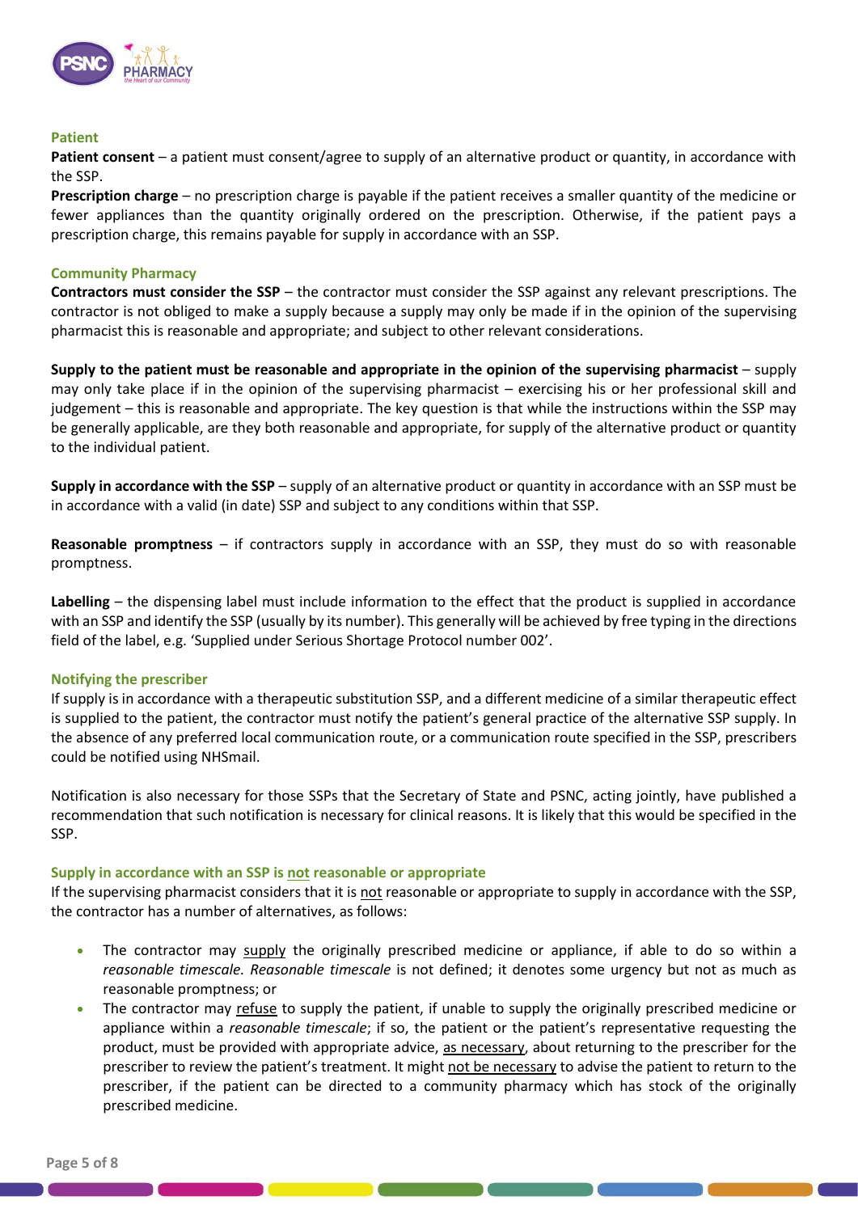### Patient

**Patient consent** – a patient must consent/agree to supply of an alternative product or quantity, in accordance with the SSP.

**Prescription charge** – no prescription charge is payable if the patient receives a smaller quantity of the medicine or fewer appliances than the quantity originally ordered on the prescription. Otherwise, if the patient pays a prescription charge, this remains payable for supply in accordance with an SSP.

### Community Pharmacy

**Contractors must consider the SSP** – the contractor must consider the SSP against any relevant prescriptions. The contractor is not obliged to make a supply because a supply may only be made if in the opinion of the supervising pharmacist this is reasonable and appropriate; and subject to other relevant considerations.

**Supply to the patient must be reasonable and appropriate in the opinion of the supervising pharmacist** – supply may only take place if in the opinion of the supervising pharmacist – exercising his or her professional skill and judgement – this is reasonable and appropriate. The key question is that while the instructions within the SSP may be generally applicable, are they both reasonable and appropriate, for supply of the alternative product or quantity to the individual patient.

**Supply in accordance with the SSP** – supply of an alternative product or quantity in accordance with an SSP must be in accordance with a valid (in date) SSP and subject to any conditions within that SSP.

**Reasonable promptness** – if contractors supply in accordance with an SSP, they must do so with reasonable promptness.

**Labelling** – the dispensing label must include information to the effect that the product is supplied in accordance with an SSP and identify the SSP (usually by its number). This generally will be achieved by free typing in the directions field of the label, e.g. 'Supplied under Serious Shortage Protocol number 002'.

### Notifying the prescriber

If supply is in accordance with a therapeutic substitution SSP, and a different medicine of a similar therapeutic effect is supplied to the patient, the contractor must notify the patient's general practice of the alternative SSP supply. In the absence of any preferred local communication route, or a communication route specified in the SSP, prescribers could be notified using NHSmail.

Notification is also necessary for those SSPs that the Secretary of State and PSNC, acting jointly, have published a recommendation that such notification is necessary for clinical reasons. It is likely that this would be specified in the SSP.

### Supply in accordance with an SSP is not reasonable or appropriate

If the supervising pharmacist considers that it is not reasonable or appropriate to supply in accordance with the SSP, the contractor has a number of alternatives, as follows:

- The contractor may supply the originally prescribed medicine or appliance, if able to do so within a *reasonable timescale*. *Reasonable timescale* is not defined; it denotes some urgency but not as much as reasonable promptness; or
- The contractor may refuse to supply the patient, if unable to supply the originally prescribed medicine or appliance within a *reasonable timescale*; if so, the patient or the patient's representative requesting the product, must be provided with appropriate advice, as necessary, about returning to the prescriber for the prescriber to review the patient's treatment. It might not be necessary to advise the patient to return to the prescriber, if the patient can be directed to a community pharmacy which has stock of the originally prescribed medicine.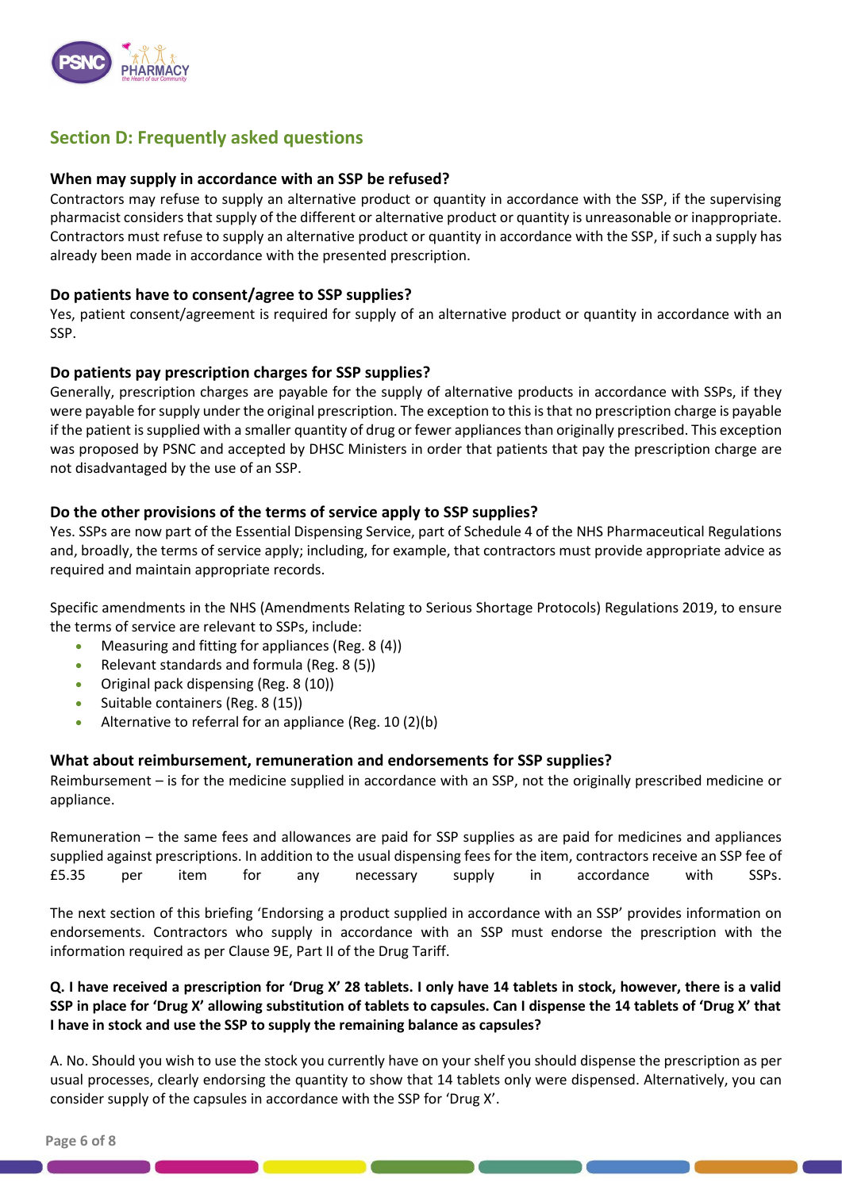## Section D: Frequently asked questions

### When may supply in accordance with an SSP be refused?

Contractors may refuse to supply an alternative product or quantity in accordance with the SSP, if the supervising pharmacist considers that supply of the different or alternative product or quantity is unreasonable or inappropriate. Contractors must refuse to supply an alternative product or quantity in accordance with the SSP, if such a supply has already been made in accordance with the presented prescription.

### Do patients have to consent/agree to SSP supplies?

Yes, patient consent/agreement is required for supply of an alternative product or quantity in accordance with an SSP.

### Do patients pay prescription charges for SSP supplies?

Generally, prescription charges are payable for the supply of alternative products in accordance with SSPs, if they were payable for supply under the original prescription. The exception to this is that no prescription charge is payable if the patient is supplied with a smaller quantity of drug or fewer appliances than originally prescribed. This exception was proposed by PSNC and accepted by DHSC Ministers in order that patients that pay the prescription charge are not disadvantaged by the use of an SSP.

### Do the other provisions of the terms of service apply to SSP supplies?

Yes. SSPs are now part of the Essential Dispensing Service, part of Schedule 4 of the NHS Pharmaceutical Regulations and, broadly, the terms of service apply; including, for example, that contractors must provide appropriate advice as required and maintain appropriate records.

Specific amendments in the NHS (Amendments Relating to Serious Shortage Protocols) Regulations 2019, to ensure the terms of service are relevant to SSPs, include:

- Measuring and fitting for appliances (Reg. 8 (4))
- Relevant standards and formula (Reg. 8 (5))
- Original pack dispensing (Reg. 8 (10))
- Suitable containers (Reg. 8 (15))
- Alternative to referral for an appliance (Reg. 10 (2)(b)

### What about reimbursement, remuneration and endorsements for SSP supplies?

Reimbursement – is for the medicine supplied in accordance with an SSP, not the originally prescribed medicine or appliance.

Remuneration – the same fees and allowances are paid for SSP supplies as are paid for medicines and appliances supplied against prescriptions. In addition to the usual dispensing fees for the item, contractors receive an SSP fee of £5.35 per item for any necessary supply in accordance with SSPs.

The next section of this briefing 'Endorsing a product supplied in accordance with an SSP' provides information on endorsements. Contractors who supply in accordance with an SSP must endorse the prescription with the information required as per Clause 9E, Part II of the Drug Tariff.

**Q. I have received a prescription for 'Drug X' 28 tablets. I only have 14 tablets in stock, however, there is a valid SSP in place for 'Drug X' allowing substitution of tablets to capsules. Can I dispense the 14 tablets of 'Drug X' that I have in stock and use the SSP to supply the remaining balance as capsules?**

A. No. Should you wish to use the stock you currently have on your shelf you should dispense the prescription as per usual processes, clearly endorsing the quantity to show that 14 tablets only were dispensed. Alternatively, you can consider supply of the capsules in accordance with the SSP for 'Drug X'.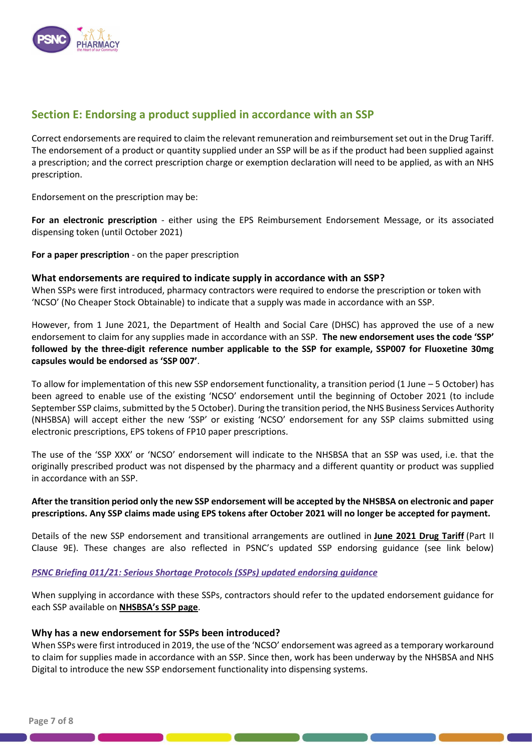## Section E: Endorsing a product supplied in accordance with an SSP

Correct endorsements are required to claim the relevant remuneration and reimbursement set out in the Drug Tariff. The endorsement of a product or quantity supplied under an SSP will be as if the product had been supplied against a prescription; and the correct prescription charge or exemption declaration will need to be applied, as with an NHS prescription.

Endorsement on the prescription may be:

**For an electronic prescription** - either using the EPS Reimbursement Endorsement Message, or its associated dispensing token (until October 2021)

**For a paper prescription** - on the paper prescription

### What endorsements are required to indicate supply in accordance with an SSP?

When SSPs were first introduced, pharmacy contractors were required to endorse the prescription or token with 'NCSO' (No Cheaper Stock Obtainable) to indicate that a supply was made in accordance with an SSP.

However, from 1 June 2021, the Department of Health and Social Care (DHSC) has approved the use of a new endorsement to claim for any supplies made in accordance with an SSP. **The new endorsement uses the code 'SSP' followed by the three-digit reference number applicable to the SSP for example, SSP007 for Fluoxetine 30mg capsules would be endorsed as 'SSP 007'**.

To allow for implementation of this new SSP endorsement functionality, a transition period (1 June – 5 October) has been agreed to enable use of the existing 'NCSO' endorsement until the beginning of October 2021 (to include September SSP claims, submitted by the 5 October). During the transition period, the NHS Business Services Authority (NHSBSA) will accept either the new 'SSP' or existing 'NCSO' endorsement for any SSP claims submitted using electronic prescriptions, EPS tokens of FP10 paper prescriptions.

The use of the 'SSP XXX' or 'NCSO' endorsement will indicate to the NHSBSA that an SSP was used, i.e. that the originally prescribed product was not dispensed by the pharmacy and a different quantity or product was supplied in accordance with an SSP.

**After the transition period only the new SSP endorsement will be accepted by the NHSBSA on electronic and paper prescriptions. Any SSP claims made using EPS tokens after October 2021 will no longer be accepted for payment.**

Details of the new SSP endorsement and transitional arrangements are outlined in **June 2021 Drug Tariff** (Part II Clause 9E). These changes are also reflected in PSNC's updated SSP endorsing guidance (see link below)

*PSNC Briefing 011/21: Serious Shortage Protocols (SSPs) updated endorsing guidance*

When supplying in accordance with these SSPs, contractors should refer to the updated endorsement guidance for each SSP available on **NHSBSA's SSP page**.

### Why has a new endorsement for SSPs been introduced?

When SSPs were first introduced in 2019, the use of the 'NCSO' endorsement was agreed as a temporary workaround to claim for supplies made in accordance with an SSP. Since then, work has been underway by the NHSBSA and NHS Digital to introduce the new SSP endorsement functionality into dispensing systems.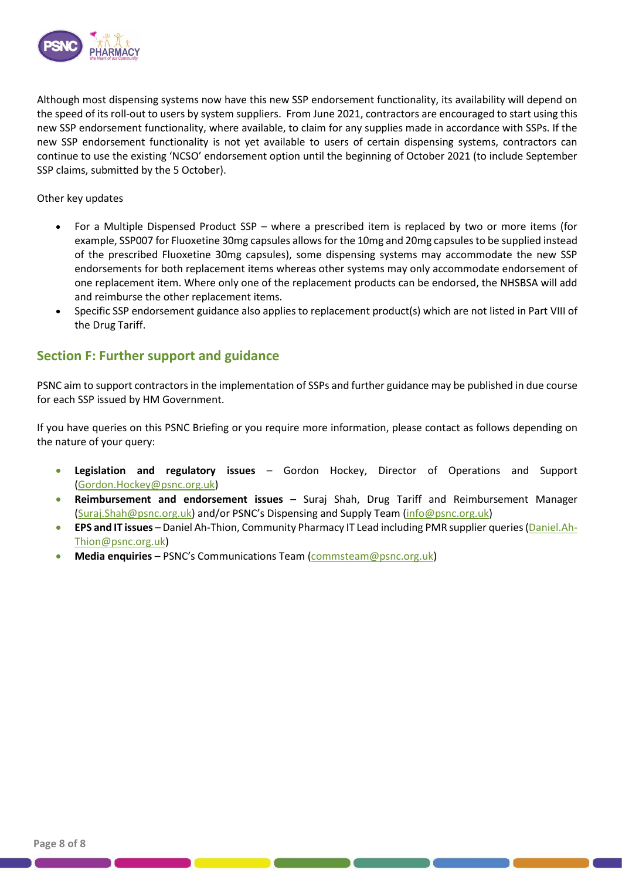Although most dispensing systems now have this new SSP endorsement functionality, its availability will depend on the speed of its roll-out to users by system suppliers. From June 2021, contractors are encouraged to start using this new SSP endorsement functionality, where available, to claim for any supplies made in accordance with SSPs. If the new SSP endorsement functionality is not yet available to users of certain dispensing systems, contractors can continue to use the existing 'NCSO' endorsement option until the beginning of October 2021 (to include September SSP claims, submitted by the 5 October).

Other key updates

- For a Multiple Dispensed Product SSP – where a prescribed item is replaced by two or more items (for example, SSP007 for Fluoxetine 30mg capsules allows for the 10mg and 20mg capsules to be supplied instead of the prescribed Fluoxetine 30mg capsules), some dispensing systems may accommodate the new SSP endorsements for both replacement items whereas other systems may only accommodate endorsement of one replacement item. Where only one of the replacement products can be endorsed, the NHSBSA will add and reimburse the other replacement items.
- Specific SSP endorsement guidance also applies to replacement product(s) which are not listed in Part VIII of the Drug Tariff.

## Section F: Further support and guidance

PSNC aim to support contractors in the implementation of SSPs and further guidance may be published in due course for each SSP issued by HM Government.

If you have queries on this PSNC Briefing or you require more information, please contact as follows depending on the nature of your query:

- **Legislation and regulatory issues** – Gordon Hockey, Director of Operations and Support (Gordon.Hockey@psnc.org.uk)
- **Reimbursement and endorsement issues** – Suraj Shah, Drug Tariff and Reimbursement Manager (Suraj.Shah@psnc.org.uk) and/or PSNC's Dispensing and Supply Team (info@psnc.org.uk)
- **EPS and IT issues** – Daniel Ah-Thion, Community Pharmacy IT Lead including PMR supplier queries (Daniel.Ah-Thion@psnc.org.uk)
- **Media enquiries** – PSNC's Communications Team (commsteam@psnc.org.uk)